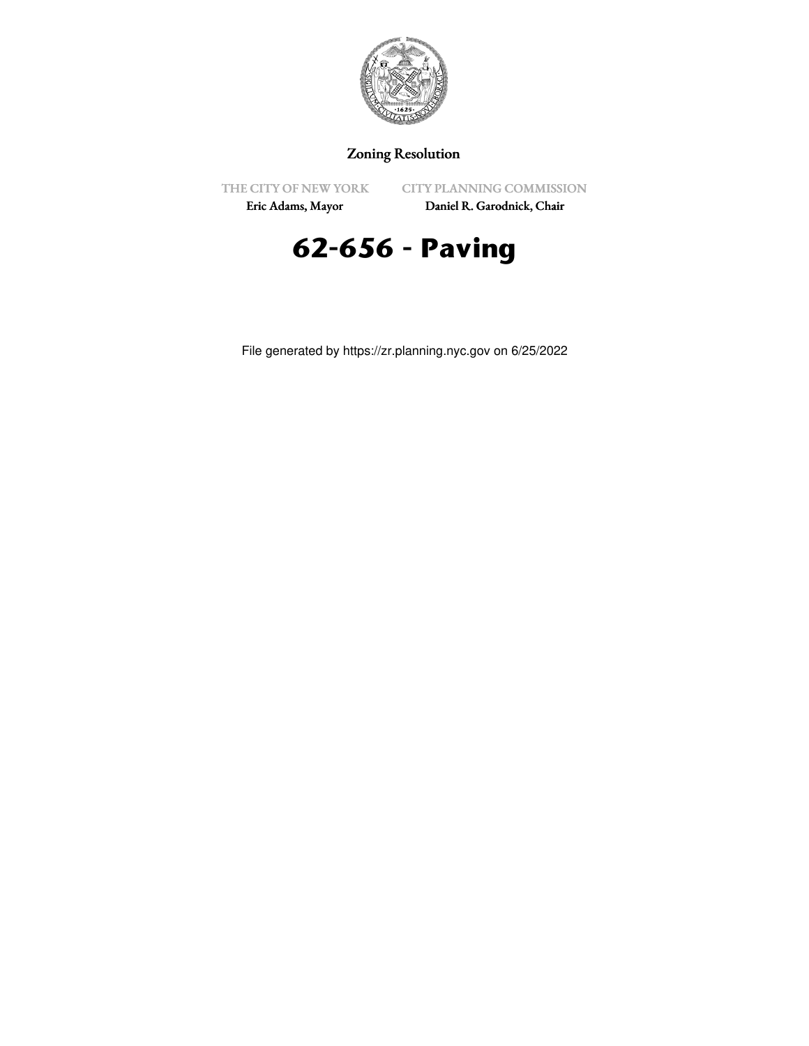Zoning Resolution

THE CITY OF NEW YORK
Eric Adams, Mayor

CITY PLANNING COMMISSION
Daniel R. Garodnick, Chair

# 62-656 - Paving

File generated by https://zr.planning.nyc.gov on 6/25/2022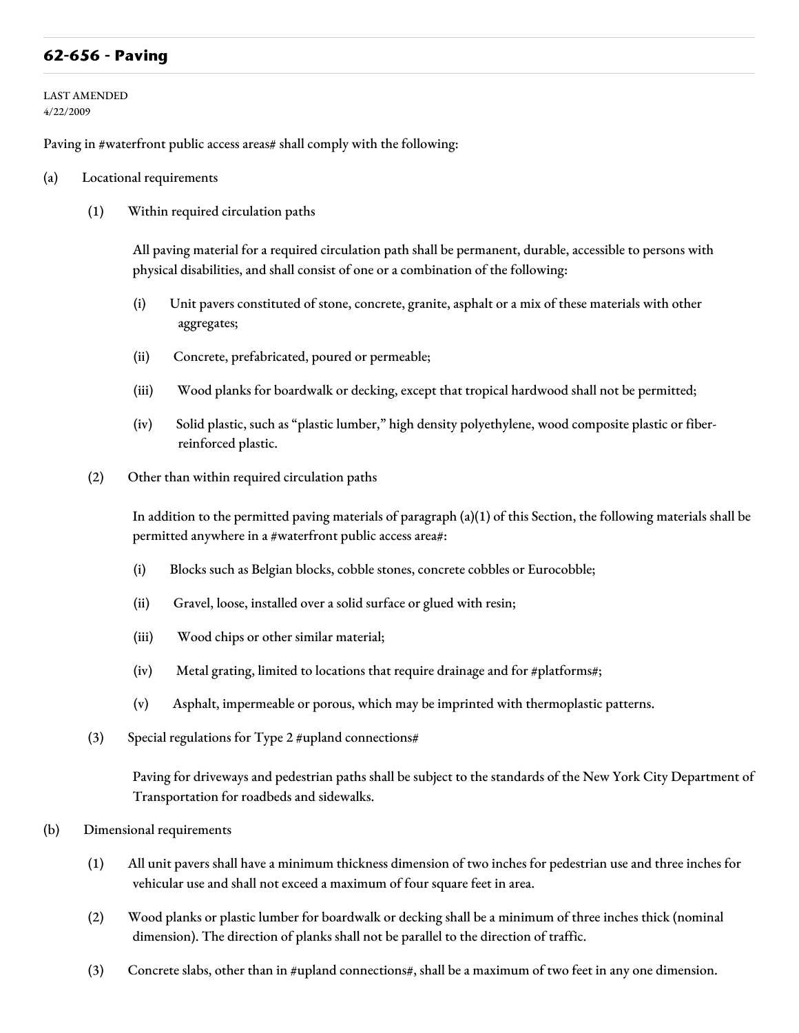## 62-656 - Paving

LAST AMENDED
4/22/2009

Paving in #waterfront public access areas# shall comply with the following:

(a) Locational requirements

(1) Within required circulation paths

All paving material for a required circulation path shall be permanent, durable, accessible to persons with physical disabilities, and shall consist of one or a combination of the following:

(i) Unit pavers constituted of stone, concrete, granite, asphalt or a mix of these materials with other aggregates;

(ii) Concrete, prefabricated, poured or permeable;

(iii) Wood planks for boardwalk or decking, except that tropical hardwood shall not be permitted;

(iv) Solid plastic, such as "plastic lumber," high density polyethylene, wood composite plastic or fiber-reinforced plastic.

(2) Other than within required circulation paths

In addition to the permitted paving materials of paragraph (a)(1) of this Section, the following materials shall be permitted anywhere in a #waterfront public access area#:

(i) Blocks such as Belgian blocks, cobble stones, concrete cobbles or Eurocobble;

(ii) Gravel, loose, installed over a solid surface or glued with resin;

(iii) Wood chips or other similar material;

(iv) Metal grating, limited to locations that require drainage and for #platforms#;

(v) Asphalt, impermeable or porous, which may be imprinted with thermoplastic patterns.

(3) Special regulations for Type 2 #upland connections#

Paving for driveways and pedestrian paths shall be subject to the standards of the New York City Department of Transportation for roadbeds and sidewalks.

(b) Dimensional requirements

(1) All unit pavers shall have a minimum thickness dimension of two inches for pedestrian use and three inches for vehicular use and shall not exceed a maximum of four square feet in area.

(2) Wood planks or plastic lumber for boardwalk or decking shall be a minimum of three inches thick (nominal dimension). The direction of planks shall not be parallel to the direction of traffic.

(3) Concrete slabs, other than in #upland connections#, shall be a maximum of two feet in any one dimension.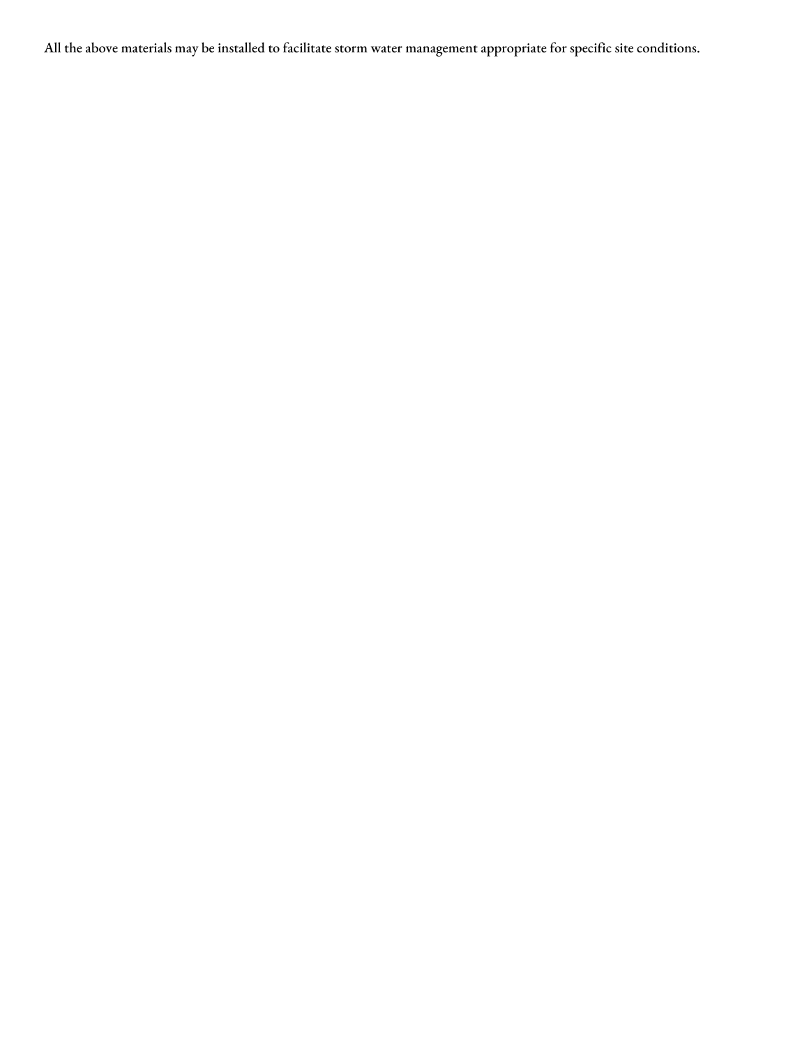All the above materials may be installed to facilitate storm water management appropriate for specific site conditions.